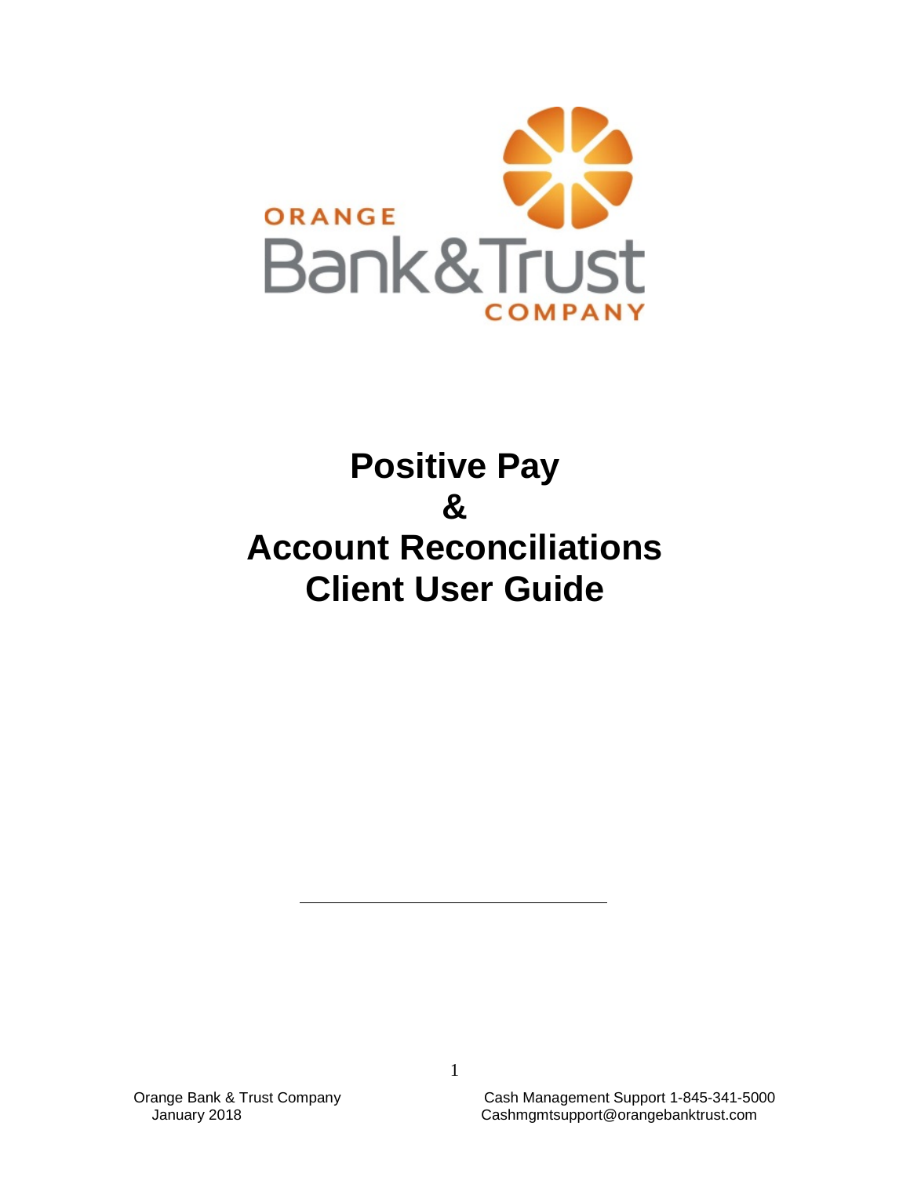ORANGE
Bank & Trust
COMPANY

# Positive Pay
# &
# Account Reconciliations
# Client User Guide

Orange Bank & Trust Company
January 2018

Cash Management Support 1-845-341-5000
Cashmgmtsupport@orangebanktrust.com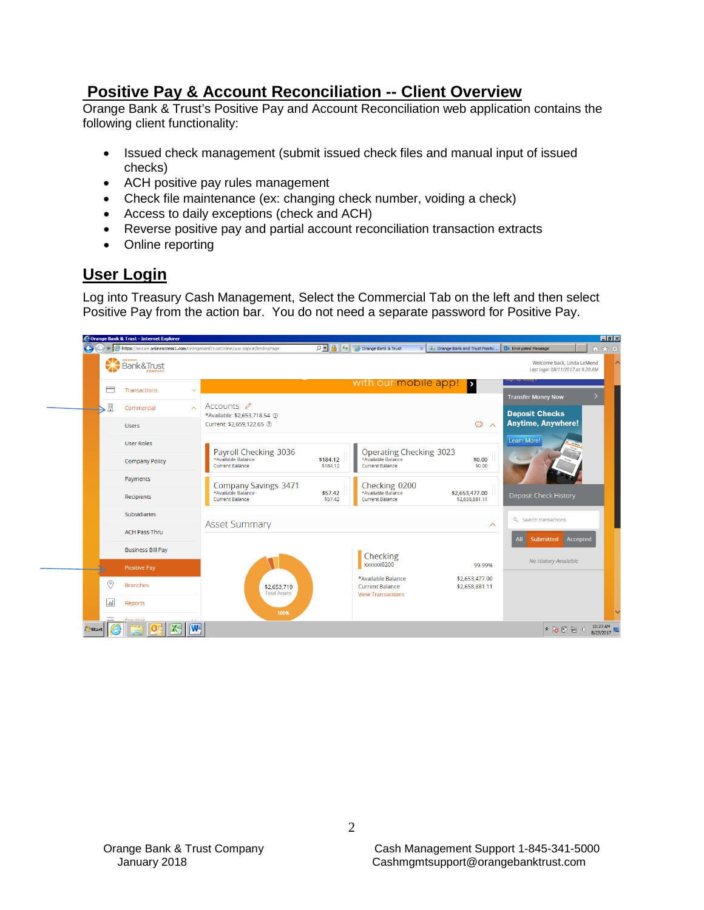## Positive Pay & Account Reconciliation -- Client Overview

Orange Bank & Trust's Positive Pay and Account Reconciliation web application contains the following client functionality:

- Issued check management (submit issued check files and manual input of issued checks)
- ACH positive pay rules management
- Check file maintenance (ex: changing check number, voiding a check)
- Access to daily exceptions (check and ACH)
- Reverse positive pay and partial account reconciliation transaction extracts
- Online reporting

## User Login

Log into Treasury Cash Management, Select the Commercial Tab on the left and then select Positive Pay from the action bar. You do not need a separate password for Positive Pay.

Orange Bank & Trust Company
January 2018

Cash Management Support 1-845-341-5000
Cashmgmtsupport@orangebanktrust.com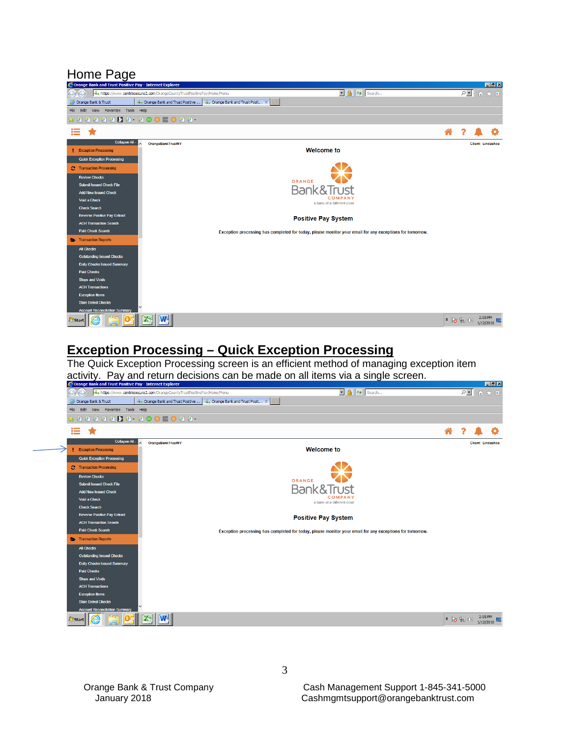Home Page

## Exception Processing – Quick Exception Processing

The Quick Exception Processing screen is an efficient method of managing exception item activity. Pay and return decisions can be made on all items via a single screen.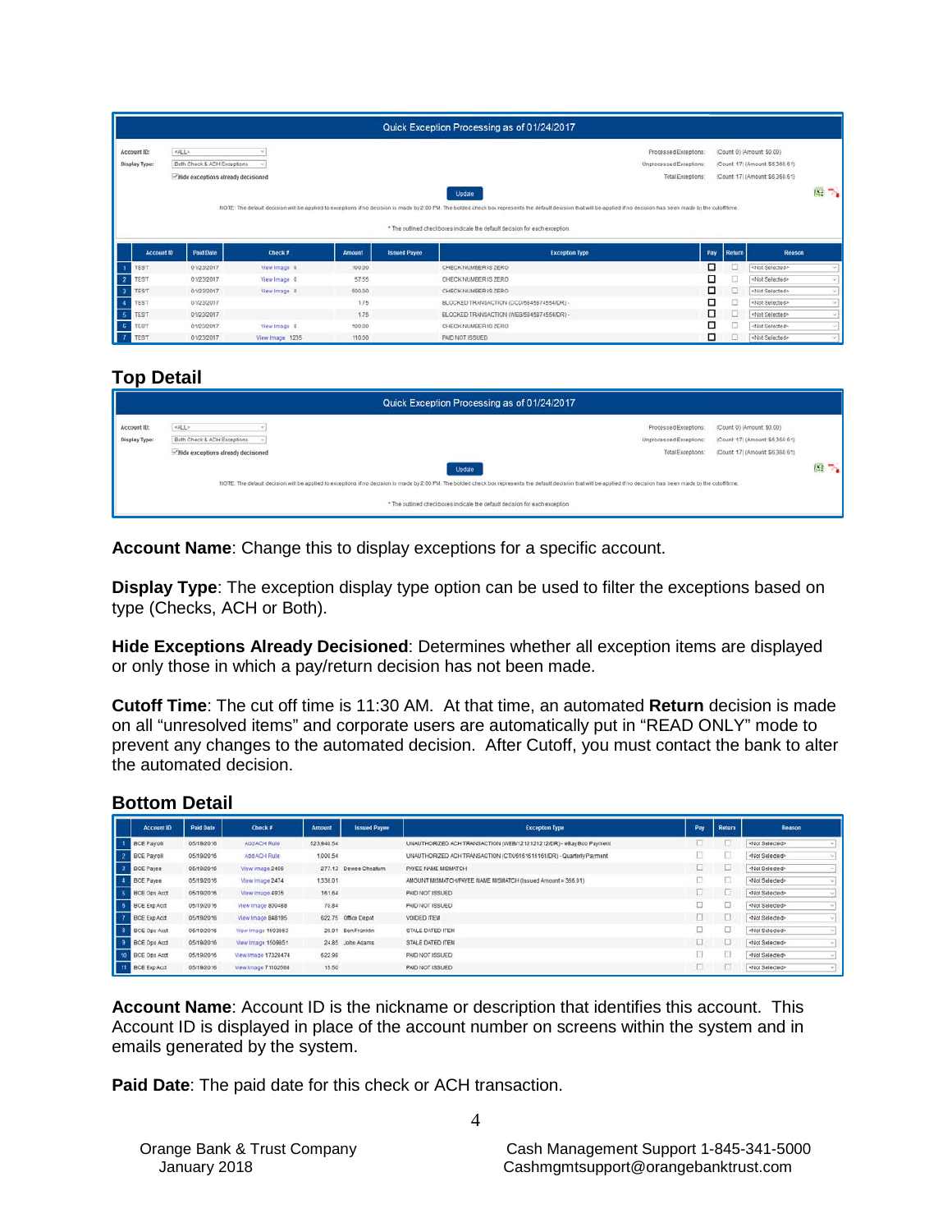| | Account ID | Paid Date | Check # | Amount | Issued Payee | Exception Type | Pay | Return | Reason |
|---|---|---|---|---|---|---|---|---|---|
| 1 | TEST | 01/23/2017 | View Image 0 | 100.00 | | CHECK NUMBER IS ZERO | | | <Not Selected> |
| 2 | TEST | 01/23/2017 | View Image 0 | 57.55 | | CHECK NUMBER IS ZERO | | | <Not Selected> |
| 3 | TEST | 01/23/2017 | View Image 0 | 500.00 | | CHECK NUMBER IS ZERO | | | <Not Selected> |
| 4 | TEST | 01/23/2017 | | 1.75 | | BLOCKED TRANSACTION (CCD/5845874554/DR) - | | | <Not Selected> |
| 5 | TEST | 01/23/2017 | | 1.75 | | BLOCKED TRANSACTION (WEB/5845874554/DR) - | | | <Not Selected> |
| 6 | TEST | 01/23/2017 | View Image 0 | 100.00 | | CHECK NUMBER IS ZERO | | | <Not Selected> |
| 7 | TEST | 01/23/2017 | View Image 1235 | 110.00 | | PAID NOT ISSUED | | | <Not Selected> |

## Top Detail

Quick Exception Processing as of 01/24/2017

Account ID: <ALL>
Display Type: Both Check & ACH Exceptions
Hide exceptions already decisioned

Processed Exceptions: (Count: 0) (Amount: $0.00)
Unprocessed Exceptions: (Count: 17) (Amount: $6,360.61)
Total Exceptions: (Count: 17) (Amount: $6,360.61)

Update

NOTE: The default decision will be applied to exceptions if no decision is made by 2:00 PM. The bolded check box represents the default decision that will be applied if no decision has been made by the cutofftime.

* The outlined checkboxes indicate the default decision for each exception.

**Account Name**: Change this to display exceptions for a specific account.

**Display Type**: The exception display type option can be used to filter the exceptions based on type (Checks, ACH or Both).

**Hide Exceptions Already Decisioned**: Determines whether all exception items are displayed or only those in which a pay/return decision has not been made.

**Cutoff Time**: The cut off time is 11:30 AM. At that time, an automated **Return** decision is made on all "unresolved items" and corporate users are automatically put in "READ ONLY" mode to prevent any changes to the automated decision. After Cutoff, you must contact the bank to alter the automated decision.

## Bottom Detail

| | Account ID | Paid Date | Check # | Amount | Issued Payee | Exception Type | Pay | Return | Reason |
|---|---|---|---|---|---|---|---|---|---|
| 1 | BCE Payroll | 05/19/2016 | Add ACH Rule | 123,946.54 | | UNAUTHORIZED ACH TRANSACTION (WEB/1212121212/DR) - eBay Bon Payment | | | <Not Selected> |
| 2 | BCE Payroll | 05/19/2016 | Add ACH Rule | 1,006.54 | | UNAUTHORIZED ACH TRANSACTION (CTX/6161616161/DR) - Quarterly Payment | | | <Not Selected> |
| 3 | BCE Payee | 05/19/2016 | View Image 2469 | 277.13 | Dewee Cheatum | PAYEE NAME MISMATCH | | | <Not Selected> |
| 4 | BCE Payee | 05/19/2016 | View Image 2474 | 1,336.01 | | AMOUNT MISMATCH/PAYEE NAME MISMATCH (Issued Amount = 386.81) | | | <Not Selected> |
| 5 | BCE Ops Acct | 05/19/2016 | View Image 4935 | 161.64 | | PAID NOT ISSUED | | | <Not Selected> |
| 6 | BCE Exp Acct | 05/19/2016 | View Image 800488 | 78.84 | | PAID NOT ISSUED | | | <Not Selected> |
| 7 | BCE Exp Acct | 05/19/2016 | View Image 848195 | 622.75 | Office Depot | VOIDED ITEM | | | <Not Selected> |
| 8 | BCE Ops Acct | 05/19/2016 | View Image 1503653 | 26.91 | Ben Franklin | STALE DATED ITEM | | | <Not Selected> |
| 9 | BCE Ops Acct | 05/19/2016 | View Image 1509851 | 24.85 | John Adams | STALE DATED ITEM | | | <Not Selected> |
| 10 | BCE Ops Acct | 05/19/2016 | View Image 17328474 | 622.98 | | PAID NOT ISSUED | | | <Not Selected> |
| 11 | BCE Exp Acct | 05/19/2016 | View Image 71102568 | 15.50 | | PAID NOT ISSUED | | | <Not Selected> |

**Account Name**: Account ID is the nickname or description that identifies this account. This Account ID is displayed in place of the account number on screens within the system and in emails generated by the system.

**Paid Date**: The paid date for this check or ACH transaction.

Orange Bank & Trust Company
January 2018

Cash Management Support 1-845-341-5000
Cashmgmtsupport@orangebanktrust.com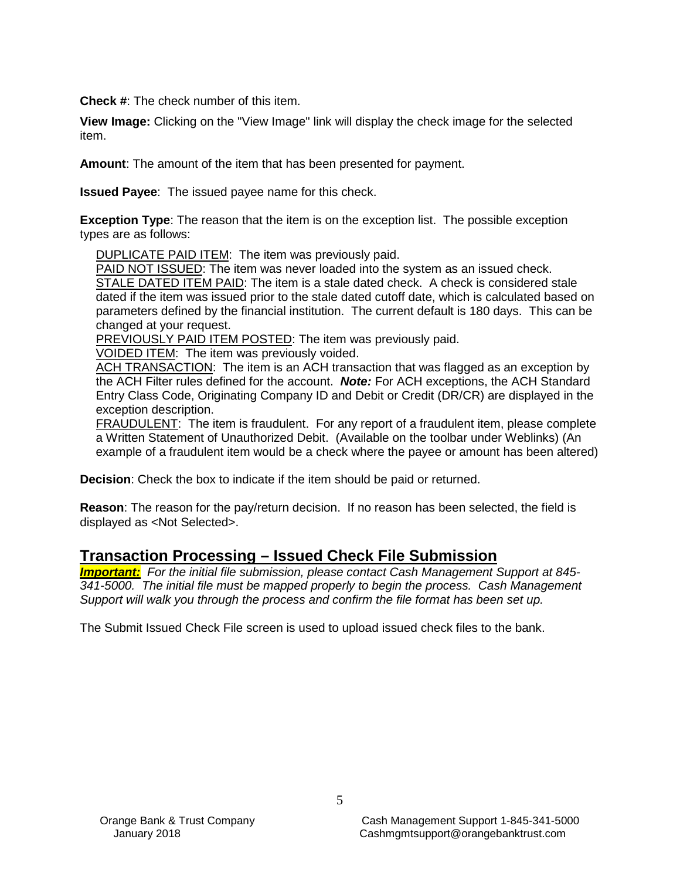**Check #**: The check number of this item.

**View Image:** Clicking on the "View Image" link will display the check image for the selected item.

**Amount**: The amount of the item that has been presented for payment.

**Issued Payee**: The issued payee name for this check.

**Exception Type**: The reason that the item is on the exception list. The possible exception types are as follows:

- DUPLICATE PAID ITEM: The item was previously paid.
- PAID NOT ISSUED: The item was never loaded into the system as an issued check.
- STALE DATED ITEM PAID: The item is a stale dated check. A check is considered stale dated if the item was issued prior to the stale dated cutoff date, which is calculated based on parameters defined by the financial institution. The current default is 180 days. This can be changed at your request.
- PREVIOUSLY PAID ITEM POSTED: The item was previously paid.
- VOIDED ITEM: The item was previously voided.
- ACH TRANSACTION: The item is an ACH transaction that was flagged as an exception by the ACH Filter rules defined for the account. ***Note:*** For ACH exceptions, the ACH Standard Entry Class Code, Originating Company ID and Debit or Credit (DR/CR) are displayed in the exception description.
- FRAUDULENT: The item is fraudulent. For any report of a fraudulent item, please complete a Written Statement of Unauthorized Debit. (Available on the toolbar under Weblinks) (An example of a fraudulent item would be a check where the payee or amount has been altered)

**Decision**: Check the box to indicate if the item should be paid or returned.

**Reason**: The reason for the pay/return decision. If no reason has been selected, the field is displayed as <Not Selected>.

## Transaction Processing – Issued Check File Submission

***Important:*** *For the initial file submission, please contact Cash Management Support at 845-341-5000. The initial file must be mapped properly to begin the process. Cash Management Support will walk you through the process and confirm the file format has been set up.*

The Submit Issued Check File screen is used to upload issued check files to the bank.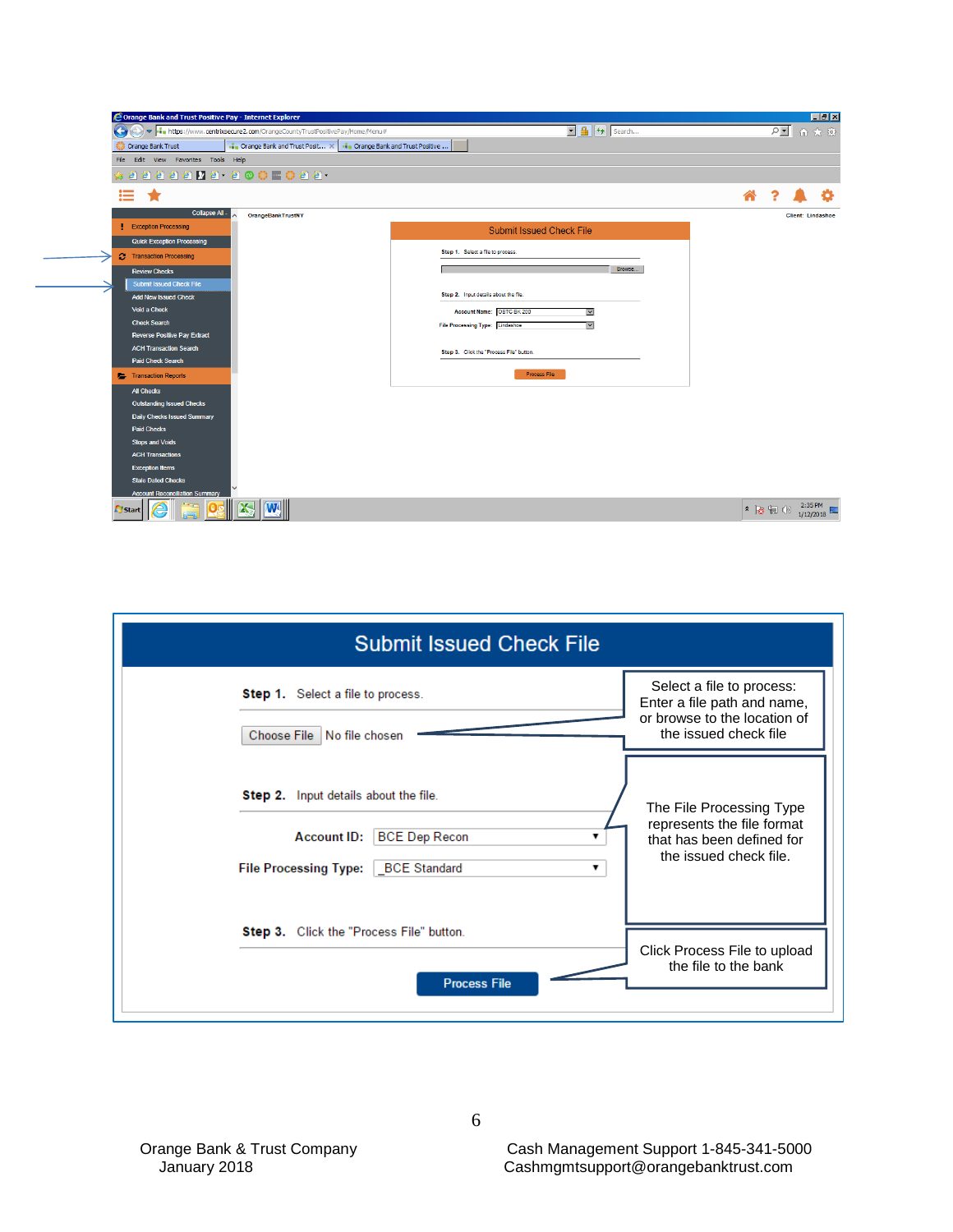Orange Bank and Trust Positive Pay - Internet Explorer

Collapse All

- Exception Processing
  - Quick Exception Processing
- Transaction Processing
  - Review Checks
  - Submit Issued Check File
  - Add New Issued Check
  - Void a Check
  - Check Search
  - Reverse Positive Pay Extract
  - ACH Transaction Search
  - Paid Check Search
- Transaction Reports
  - All Checks
  - Outstanding Issued Checks
  - Daily Checks Issued Summary
  - Paid Checks
  - Stops and Voids
  - ACH Transactions
  - Exception Items
  - Stale Dated Checks
  - Account Reconciliation Summary

OrangeBankTrustNY

Client: Lindashoe

**Submit Issued Check File**

Step 1. Select a file to process.

Browse...

Step 2. Input details about the file.

Account Name: OBTC BK 200

File Processing Type: Lindashoe

Step 3. Click the "Process File" button.

Process File

## Submit Issued Check File

**Step 1.** Select a file to process.

Choose File No file chosen

> Select a file to process: Enter a file path and name, or browse to the location of the issued check file

**Step 2.** Input details about the file.

**Account ID:** BCE Dep Recon

**File Processing Type:** _BCE Standard

> The File Processing Type represents the file format that has been defined for the issued check file.

**Step 3.** Click the "Process File" button.

Process File

> Click Process File to upload the file to the bank

Orange Bank & Trust Company
January 2018

Cash Management Support 1-845-341-5000
Cashmgmtsupport@orangebanktrust.com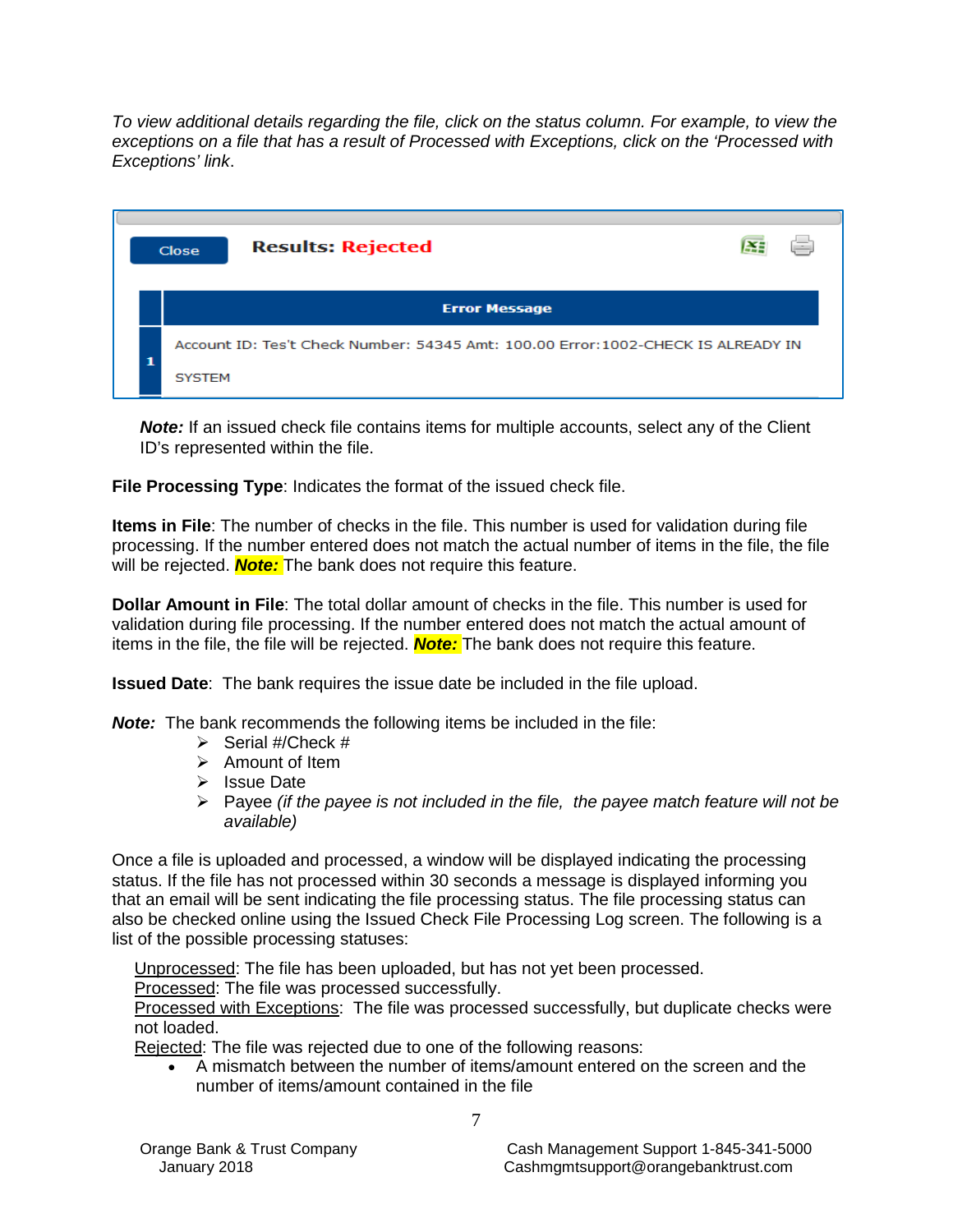*To view additional details regarding the file, click on the status column. For example, to view the exceptions on a file that has a result of Processed with Exceptions, click on the 'Processed with Exceptions' link*.

Close **Results: Rejected**

| | Error Message |
|---|---|
| 1 | Account ID: Tes't Check Number: 54345 Amt: 100.00 Error:1002-CHECK IS ALREADY IN SYSTEM |

***Note:*** If an issued check file contains items for multiple accounts, select any of the Client ID's represented within the file.

**File Processing Type**: Indicates the format of the issued check file.

**Items in File**: The number of checks in the file. This number is used for validation during file processing. If the number entered does not match the actual number of items in the file, the file will be rejected. ***Note:*** The bank does not require this feature.

**Dollar Amount in File**: The total dollar amount of checks in the file. This number is used for validation during file processing. If the number entered does not match the actual amount of items in the file, the file will be rejected. ***Note:*** The bank does not require this feature.

**Issued Date**: The bank requires the issue date be included in the file upload.

***Note:*** The bank recommends the following items be included in the file:

- Serial #/Check #
- Amount of Item
- Issue Date
- Payee *(if the payee is not included in the file, the payee match feature will not be available)*

Once a file is uploaded and processed, a window will be displayed indicating the processing status. If the file has not processed within 30 seconds a message is displayed informing you that an email will be sent indicating the file processing status. The file processing status can also be checked online using the Issued Check File Processing Log screen. The following is a list of the possible processing statuses:

Unprocessed: The file has been uploaded, but has not yet been processed.
Processed: The file was processed successfully.
Processed with Exceptions: The file was processed successfully, but duplicate checks were not loaded.
Rejected: The file was rejected due to one of the following reasons:

- A mismatch between the number of items/amount entered on the screen and the number of items/amount contained in the file

Orange Bank & Trust Company
January 2018

Cash Management Support 1-845-341-5000
Cashmgmtsupport@orangebanktrust.com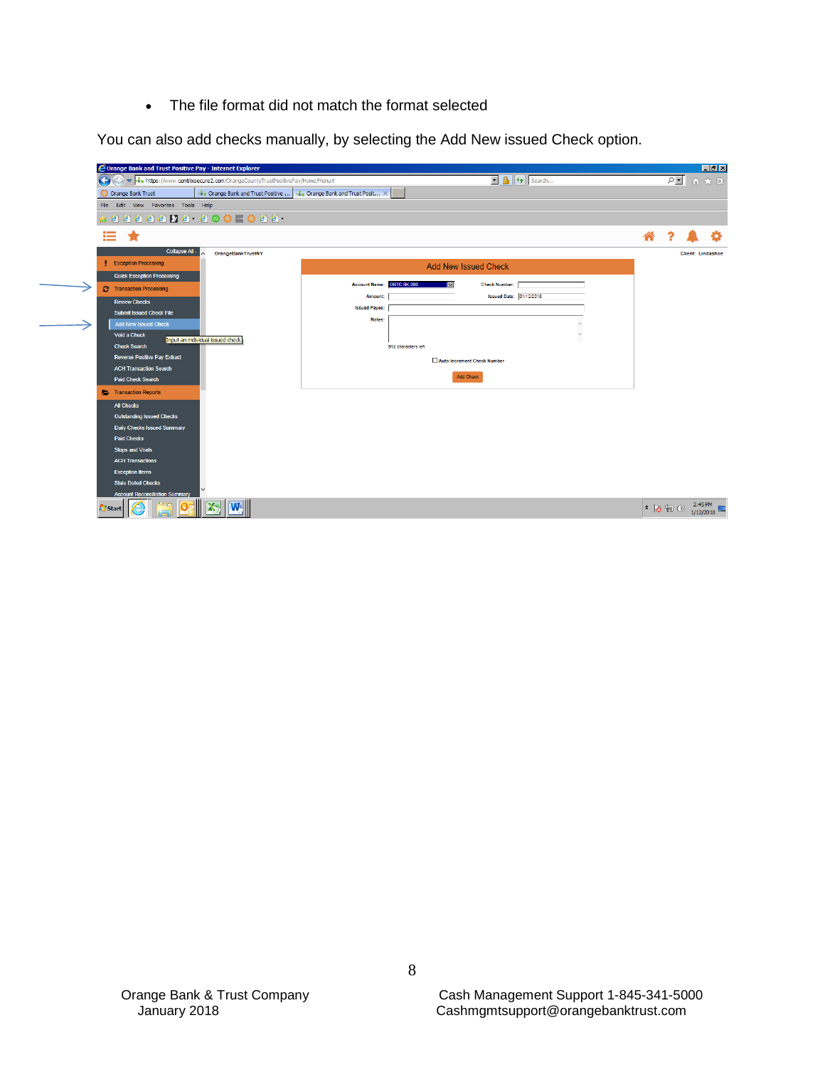- The file format did not match the format selected

You can also add checks manually, by selecting the Add New issued Check option.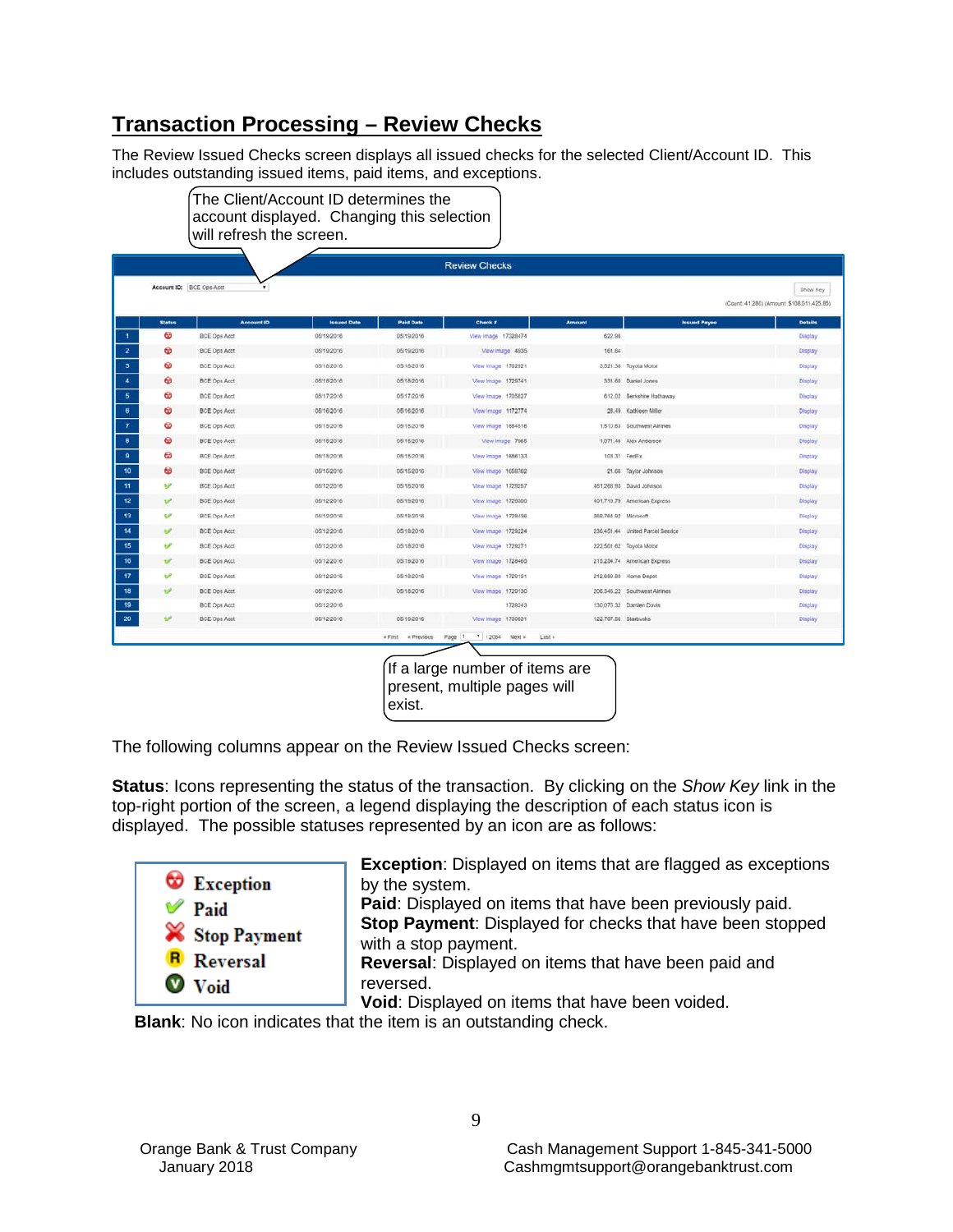## Transaction Processing – Review Checks

The Review Issued Checks screen displays all issued checks for the selected Client/Account ID. This includes outstanding issued items, paid items, and exceptions.

The Client/Account ID determines the account displayed. Changing this selection will refresh the screen.

Review Checks

Account ID: BCE Ops Acct

Show Key

(Count: 41,280) (Amount: $108,011,425.85)

| | Status | Account ID | Issued Date | Paid Date | Check # | Amount | Issued Payee | Details |
|---|---|---|---|---|---|---|---|---|
| 1 | Exception | BCE Ops Acct | 05/19/2016 | 05/19/2016 | View Image 17328474 | 622.98 | | Display |
| 2 | Exception | BCE Ops Acct | 05/19/2016 | 05/19/2016 | View Image 4535 | 161.64 | | Display |
| 3 | Exception | BCE Ops Acct | 05/18/2016 | 05/18/2016 | View Image 1702921 | 3,521.36 | Toyota Motor | Display |
| 4 | Exception | BCE Ops Acct | 05/18/2016 | 05/18/2016 | View Image 1729741 | 331.60 | Daniel Jones | Display |
| 5 | Exception | BCE Ops Acct | 05/17/2016 | 05/17/2016 | View Image 1705827 | 612.02 | Berkshire Hathaway | Display |
| 6 | Exception | BCE Ops Acct | 05/16/2016 | 05/16/2016 | View Image 1172774 | 28.49 | Kathleen Miller | Display |
| 7 | Exception | BCE Ops Acct | 05/15/2016 | 05/15/2016 | View Image 1684816 | 1,510.63 | Southwest Airlines | Display |
| 8 | Exception | BCE Ops Acct | 05/16/2016 | 05/16/2016 | View Image 7965 | 1,071.49 | Alex Anderson | Display |
| 9 | Exception | BCE Ops Acct | 05/15/2016 | 05/15/2016 | View Image 1686133 | 103.31 | FedEx | Display |
| 10 | Exception | BCE Ops Acct | 05/15/2016 | 05/15/2016 | View Image 1659762 | 21.69 | Taylor Johnson | Display |
| 11 | Paid | BCE Ops Acct | 05/12/2016 | 05/18/2016 | View Image 1729257 | 461,268.93 | David Johnson | Display |
| 12 | Paid | BCE Ops Acct | 05/12/2016 | 05/19/2016 | View Image 1720000 | 401,718.79 | American Express | Display |
| 13 | Paid | BCE Ops Acct | 05/12/2016 | 05/18/2016 | View Image 1729438 | 368,766.93 | Microsoft | Display |
| 14 | Paid | BCE Ops Acct | 05/12/2016 | 05/18/2016 | View Image 1729224 | 236,451.44 | United Parcel Service | Display |
| 15 | Paid | BCE Ops Acct | 05/12/2016 | 05/18/2016 | View Image 1729271 | 222,501.62 | Toyota Motor | Display |
| 16 | Paid | BCE Ops Acct | 05/12/2016 | 05/19/2016 | View Image 1729460 | 218,234.74 | American Express | Display |
| 17 | Paid | BCE Ops Acct | 05/12/2016 | 05/18/2016 | View Image 1729131 | 212,680.89 | Home Depot | Display |
| 18 | Paid | BCE Ops Acct | 05/12/2016 | 05/18/2016 | View Image 1729130 | 206,345.22 | Southwest Airlines | Display |
| 19 | | BCE Ops Acct | 05/12/2016 | | 1729243 | 130,075.32 | Damien Davis | Display |
| 20 | Paid | BCE Ops Acct | 05/12/2016 | 05/19/2016 | View Image 1730031 | 122,707.56 | Starbucks | Display |

« First « Previous Page 1 / 2064 Next » Last »

If a large number of items are present, multiple pages will exist.

The following columns appear on the Review Issued Checks screen:

**Status**: Icons representing the status of the transaction. By clicking on the *Show Key* link in the top-right portion of the screen, a legend displaying the description of each status icon is displayed. The possible statuses represented by an icon are as follows:

- Exception
- Paid
- Stop Payment
- Reversal
- Void

**Exception**: Displayed on items that are flagged as exceptions by the system.
**Paid**: Displayed on items that have been previously paid.
**Stop Payment**: Displayed for checks that have been stopped with a stop payment.
**Reversal**: Displayed on items that have been paid and reversed.
**Void**: Displayed on items that have been voided.
**Blank**: No icon indicates that the item is an outstanding check.

Orange Bank & Trust Company
January 2018

Cash Management Support 1-845-341-5000
Cashmgmtsupport@orangebanktrust.com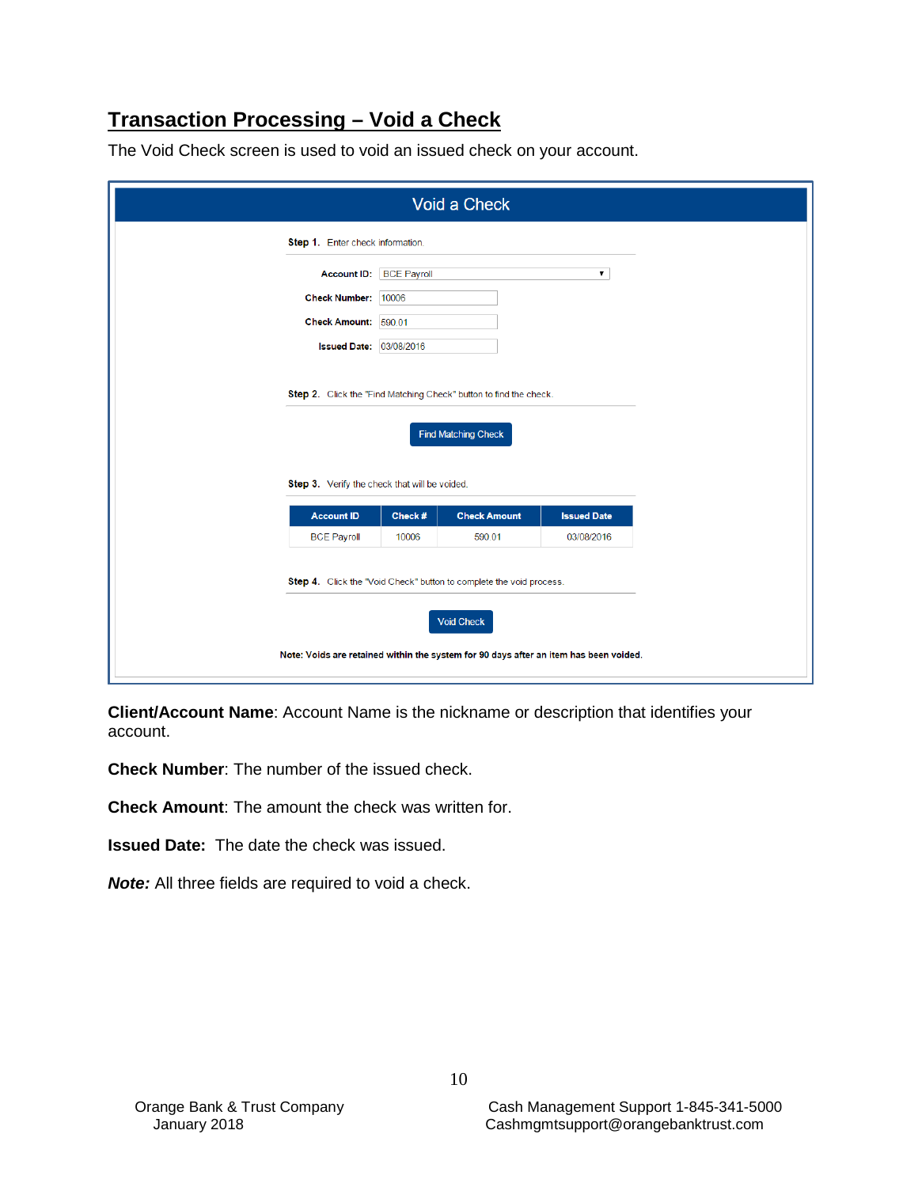## Transaction Processing – Void a Check

The Void Check screen is used to void an issued check on your account.

### Void a Check

**Step 1.** Enter check information.

**Account ID:** BCE Payroll

**Check Number:** 10006

**Check Amount:** 590.01

**Issued Date:** 03/08/2016

**Step 2.** Click the "Find Matching Check" button to find the check.

Find Matching Check

**Step 3.** Verify the check that will be voided.

| Account ID | Check # | Check Amount | Issued Date |
|---|---|---|---|
| BCE Payroll | 10006 | 590.01 | 03/08/2016 |

**Step 4.** Click the "Void Check" button to complete the void process.

Void Check

**Note: Voids are retained within the system for 90 days after an item has been voided.**

**Client/Account Name**: Account Name is the nickname or description that identifies your account.

**Check Number**: The number of the issued check.

**Check Amount**: The amount the check was written for.

**Issued Date:** The date the check was issued.

***Note:*** All three fields are required to void a check.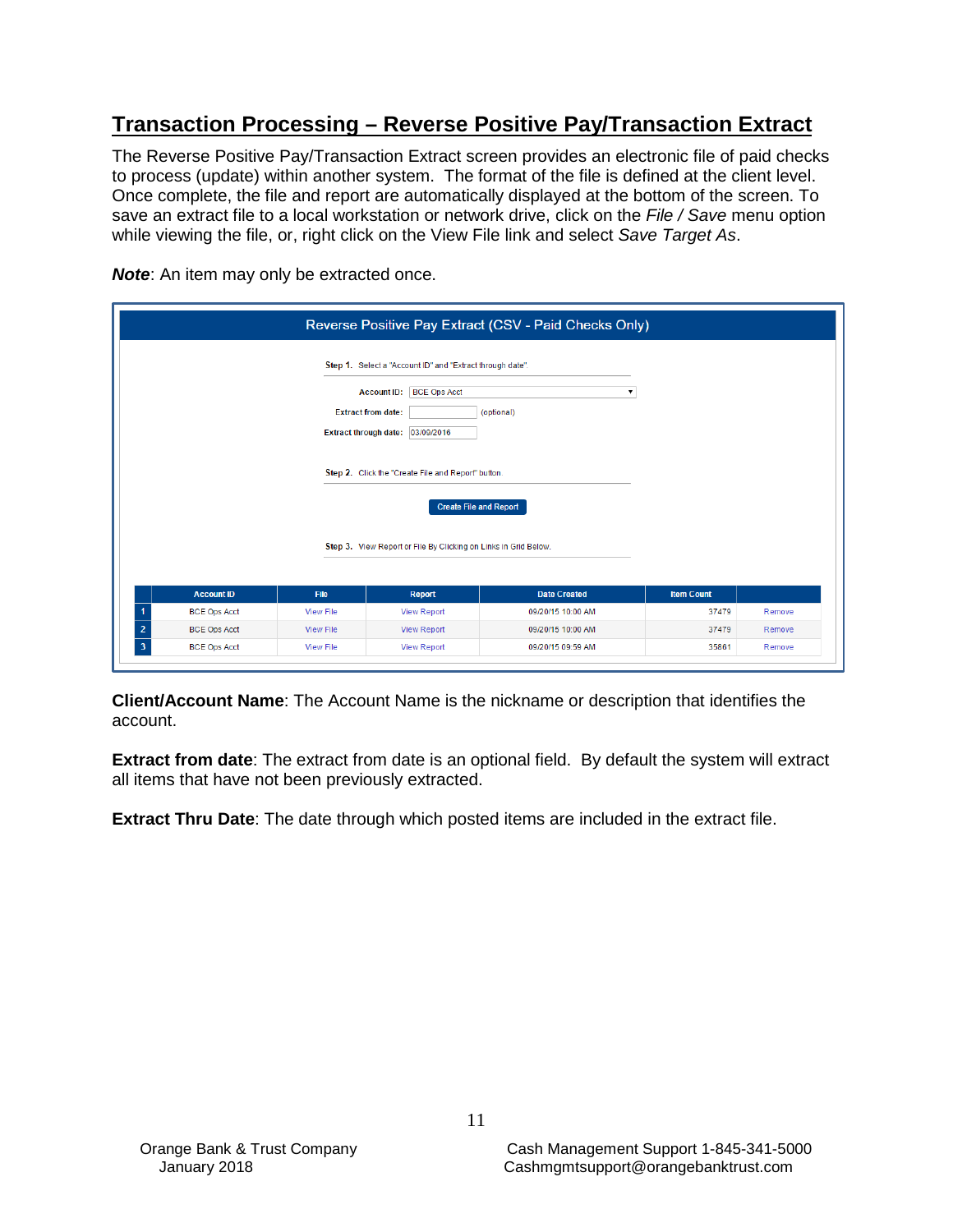## Transaction Processing – Reverse Positive Pay/Transaction Extract

The Reverse Positive Pay/Transaction Extract screen provides an electronic file of paid checks to process (update) within another system. The format of the file is defined at the client level. Once complete, the file and report are automatically displayed at the bottom of the screen. To save an extract file to a local workstation or network drive, click on the *File / Save* menu option while viewing the file, or, right click on the View File link and select *Save Target As*.

***Note***: An item may only be extracted once.

**Reverse Positive Pay Extract (CSV - Paid Checks Only)**

**Step 1.** Select a "Account ID" and "Extract through date"

Account ID: BCE Ops Acct

Extract from date: (optional)

Extract through date: 03/09/2016

**Step 2.** Click the "Create File and Report" button

Create File and Report

**Step 3.** View Report or File By Clicking on Links in Grid Below.

| | Account ID | File | Report | Date Created | Item Count | |
|---|---|---|---|---|---|---|
| 1 | BCE Ops Acct | View File | View Report | 09/20/15 10:00 AM | 37479 | Remove |
| 2 | BCE Ops Acct | View File | View Report | 09/20/15 10:00 AM | 37479 | Remove |
| 3 | BCE Ops Acct | View File | View Report | 09/20/15 09:59 AM | 35861 | Remove |

**Client/Account Name**: The Account Name is the nickname or description that identifies the account.

**Extract from date**: The extract from date is an optional field. By default the system will extract all items that have not been previously extracted.

**Extract Thru Date**: The date through which posted items are included in the extract file.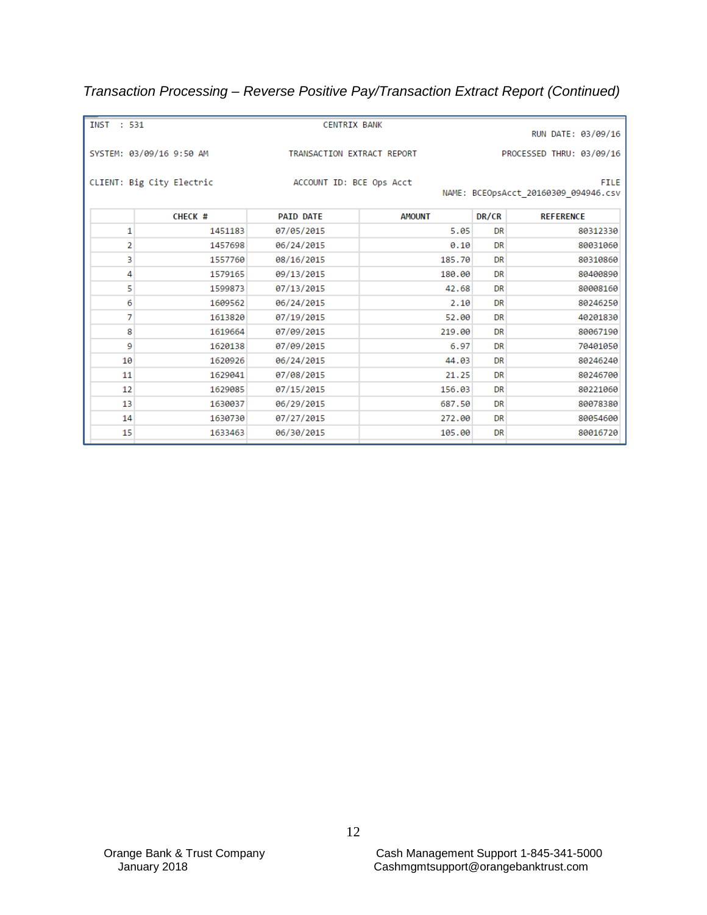*Transaction Processing – Reverse Positive Pay/Transaction Extract Report (Continued)*

```
INST  : 531                      CENTRIX BANK
                                                              RUN DATE: 03/09/16
SYSTEM: 03/09/16 9:50 AM         TRANSACTION EXTRACT REPORT   PROCESSED THRU: 03/09/16

CLIENT: Big City Electric        ACCOUNT ID: BCE Ops Acct                       FILE
                                                 NAME: BCEOpsAcct_20160309_094946.csv
```

| | CHECK # | PAID DATE | AMOUNT | DR/CR | REFERENCE |
|---|---|---|---|---|---|
| 1 | 1451183 | 07/05/2015 | 5.05 | DR | 80312330 |
| 2 | 1457698 | 06/24/2015 | 0.10 | DR | 80031060 |
| 3 | 1557760 | 08/16/2015 | 185.70 | DR | 80310860 |
| 4 | 1579165 | 09/13/2015 | 180.00 | DR | 80400890 |
| 5 | 1599873 | 07/13/2015 | 42.68 | DR | 80008160 |
| 6 | 1609562 | 06/24/2015 | 2.10 | DR | 80246250 |
| 7 | 1613820 | 07/19/2015 | 52.00 | DR | 40201830 |
| 8 | 1619664 | 07/09/2015 | 219.00 | DR | 80067190 |
| 9 | 1620138 | 07/09/2015 | 6.97 | DR | 70401050 |
| 10 | 1620926 | 06/24/2015 | 44.03 | DR | 80246240 |
| 11 | 1629041 | 07/08/2015 | 21.25 | DR | 80246700 |
| 12 | 1629085 | 07/15/2015 | 156.03 | DR | 80221060 |
| 13 | 1630037 | 06/29/2015 | 687.50 | DR | 80078380 |
| 14 | 1630730 | 07/27/2015 | 272.00 | DR | 80054600 |
| 15 | 1633463 | 06/30/2015 | 105.00 | DR | 80016720 |

Orange Bank & Trust Company
January 2018

Cash Management Support 1-845-341-5000
Cashmgmtsupport@orangebanktrust.com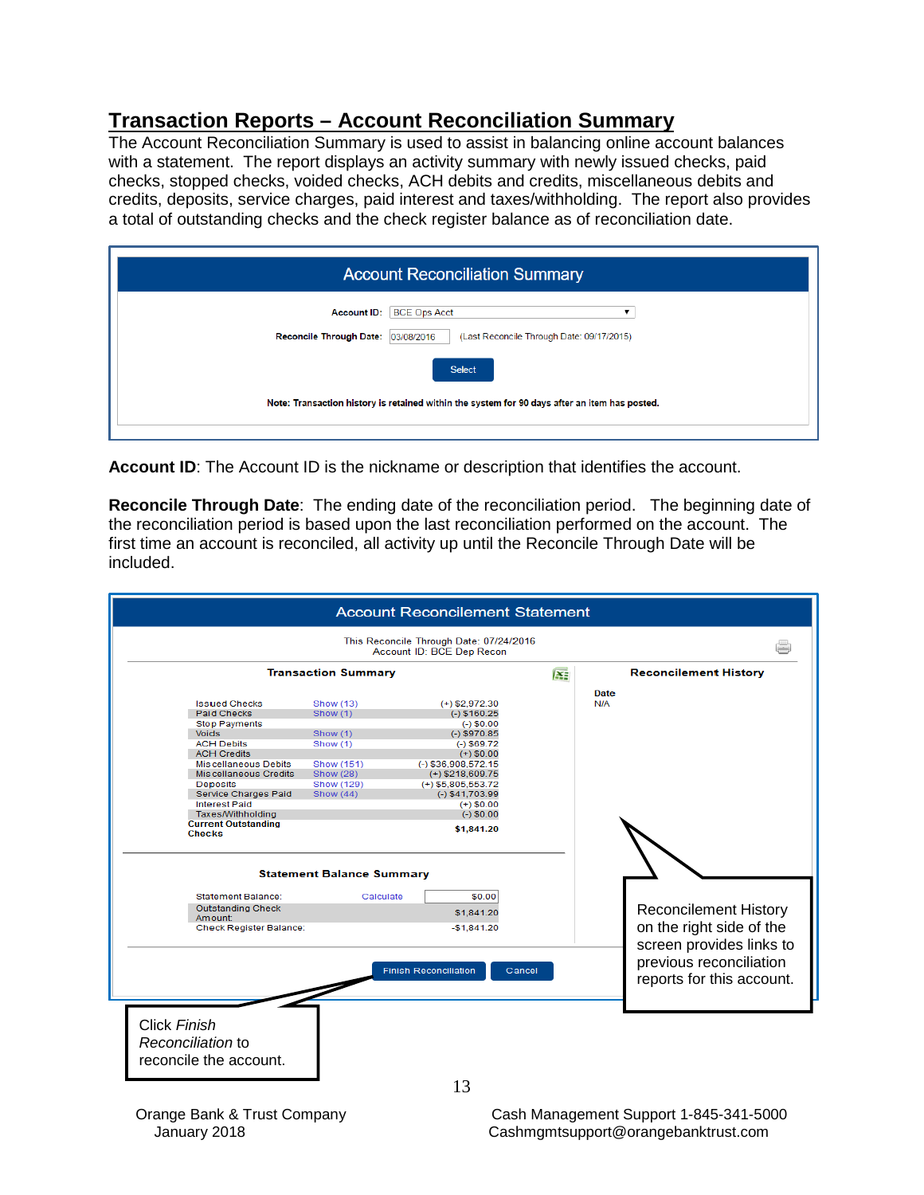## Transaction Reports – Account Reconciliation Summary

The Account Reconciliation Summary is used to assist in balancing online account balances with a statement. The report displays an activity summary with newly issued checks, paid checks, stopped checks, voided checks, ACH debits and credits, miscellaneous debits and credits, deposits, service charges, paid interest and taxes/withholding. The report also provides a total of outstanding checks and the check register balance as of reconciliation date.

**Account Reconciliation Summary**

Account ID: BCE Ops Acct

Reconcile Through Date: 03/08/2016 (Last Reconcile Through Date: 09/17/2015)

Select

Note: Transaction history is retained within the system for 90 days after an item has posted.

**Account ID**: The Account ID is the nickname or description that identifies the account.

**Reconcile Through Date**: The ending date of the reconciliation period. The beginning date of the reconciliation period is based upon the last reconciliation performed on the account. The first time an account is reconciled, all activity up until the Reconcile Through Date will be included.

**Account Reconcilement Statement**

This Reconcile Through Date: 07/24/2016
Account ID: BCE Dep Recon

**Transaction Summary**

| | | |
|---|---|---|
| Issued Checks | Show (13) | (+) $2,972.30 |
| Paid Checks | Show (1) | (-) $160.25 |
| Stop Payments | | (-) $0.00 |
| Voids | Show (1) | (-) $970.85 |
| ACH Debits | Show (1) | (-) $69.72 |
| ACH Credits | | (+) $0.00 |
| Miscellaneous Debits | Show (151) | (-) $36,908,572.15 |
| Miscellaneous Credits | Show (28) | (+) $218,609.75 |
| Deposits | Show (129) | (+) $5,805,553.72 |
| Service Charges Paid | Show (44) | (-) $41,703.99 |
| Interest Paid | | (+) $0.00 |
| Taxes/Withholding | | (-) $0.00 |
| **Current Outstanding Checks** | | **$1,841.20** |

**Reconcilement History**

Date
N/A

**Statement Balance Summary**

| | | |
|---|---|---|
| Statement Balance: | Calculate | $0.00 |
| Outstanding Check Amount: | | $1,841.20 |
| Check Register Balance: | | -$1,841.20 |

Finish Reconciliation | Cancel

Reconcilement History on the right side of the screen provides links to previous reconciliation reports for this account.

Click *Finish Reconciliation* to reconcile the account.

Orange Bank & Trust Company
January 2018

Cash Management Support 1-845-341-5000
Cashmgmtsupport@orangebanktrust.com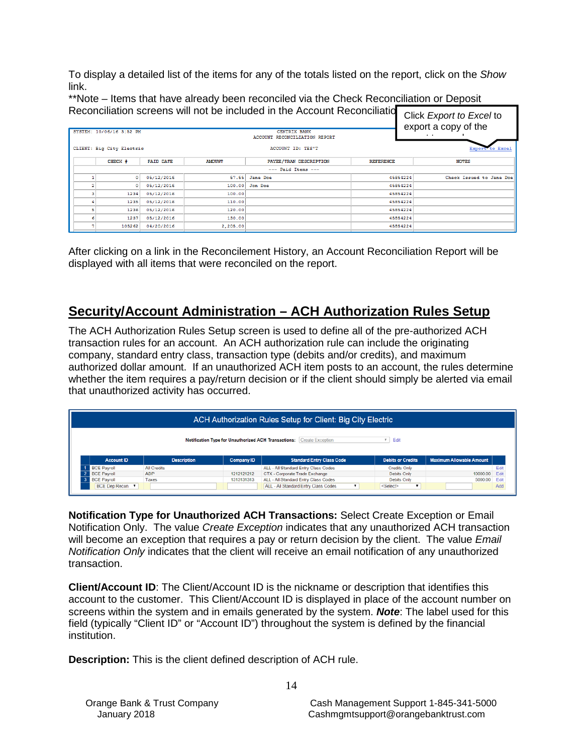To display a detailed list of the items for any of the totals listed on the report, click on the *Show* link.

**Note – Items that have already been reconciled via the Check Reconciliation or Deposit Reconciliation screens will not be included in the Account Reconciliatio

Click *Export to Excel* to export a copy of the

SYSTEM: 10/06/16 3:52 PM

CENTRIX BANK
ACCOUNT RECONCILIATION REPORT

CLIENT: Big City Electric

ACCOUNT ID: TEST

Export to Excel

| | CHECK # | PAID DATE | AMOUNT | PAYEE/TRAN DESCRIPTION | REFERENCE | NOTES |
|---|---|---|---|---|---|---|
| | | | | --- Paid Items --- | | |
| 1 | 0 | 05/12/2016 | 57.55 | Jane Doe | 45854224 | Check Issued to Jane Doe |
| 2 | 0 | 05/12/2016 | 100.00 | Jon Doe | 45854224 | |
| 3 | 1234 | 05/12/2016 | 100.00 | | 45854224 | |
| 4 | 1235 | 05/12/2016 | 110.00 | | 45854224 | |
| 5 | 1236 | 05/12/2016 | 120.00 | | 45854224 | |
| 6 | 1237 | 05/12/2016 | 130.00 | | 45854224 | |
| 7 | 105262 | 04/20/2016 | 2,205.00 | | 45854224 | |

After clicking on a link in the Reconcilement History, an Account Reconciliation Report will be displayed with all items that were reconciled on the report.

## Security/Account Administration – ACH Authorization Rules Setup

The ACH Authorization Rules Setup screen is used to define all of the pre-authorized ACH transaction rules for an account. An ACH authorization rule can include the originating company, standard entry class, transaction type (debits and/or credits), and maximum authorized dollar amount. If an unauthorized ACH item posts to an account, the rules determine whether the item requires a pay/return decision or if the client should simply be alerted via email that unauthorized activity has occurred.

ACH Authorization Rules Setup for Client: Big City Electric

Notification Type for Unauthorized ACH Transactions: Create Exception Edit

| | Account ID | Description | Company ID | Standard Entry Class Code | Debits or Credits | Maximum Allowable Amount | |
|---|---|---|---|---|---|---|---|
| 1 | BCE Payroll | All Credits | | ALL - All Standard Entry Class Codes | Credits Only | | Edit |
| 2 | BCE Payroll | ADP | 1212121212 | CTX - Corporate Trade Exchange | Debits Only | 10000.00 | Edit |
| 3 | BCE Payroll | Taxes | 1313131313 | ALL - All Standard Entry Class Codes | Debits Only | 5000.00 | Edit |
| | BCE Dep Recon | | | ALL - All Standard Entry Class Codes | <Select> | | Add |

**Notification Type for Unauthorized ACH Transactions:** Select Create Exception or Email Notification Only. The value *Create Exception* indicates that any unauthorized ACH transaction will become an exception that requires a pay or return decision by the client. The value *Email Notification Only* indicates that the client will receive an email notification of any unauthorized transaction.

**Client/Account ID**: The Client/Account ID is the nickname or description that identifies this account to the customer. This Client/Account ID is displayed in place of the account number on screens within the system and in emails generated by the system. ***Note***: The label used for this field (typically "Client ID" or "Account ID") throughout the system is defined by the financial institution.

**Description:** This is the client defined description of ACH rule.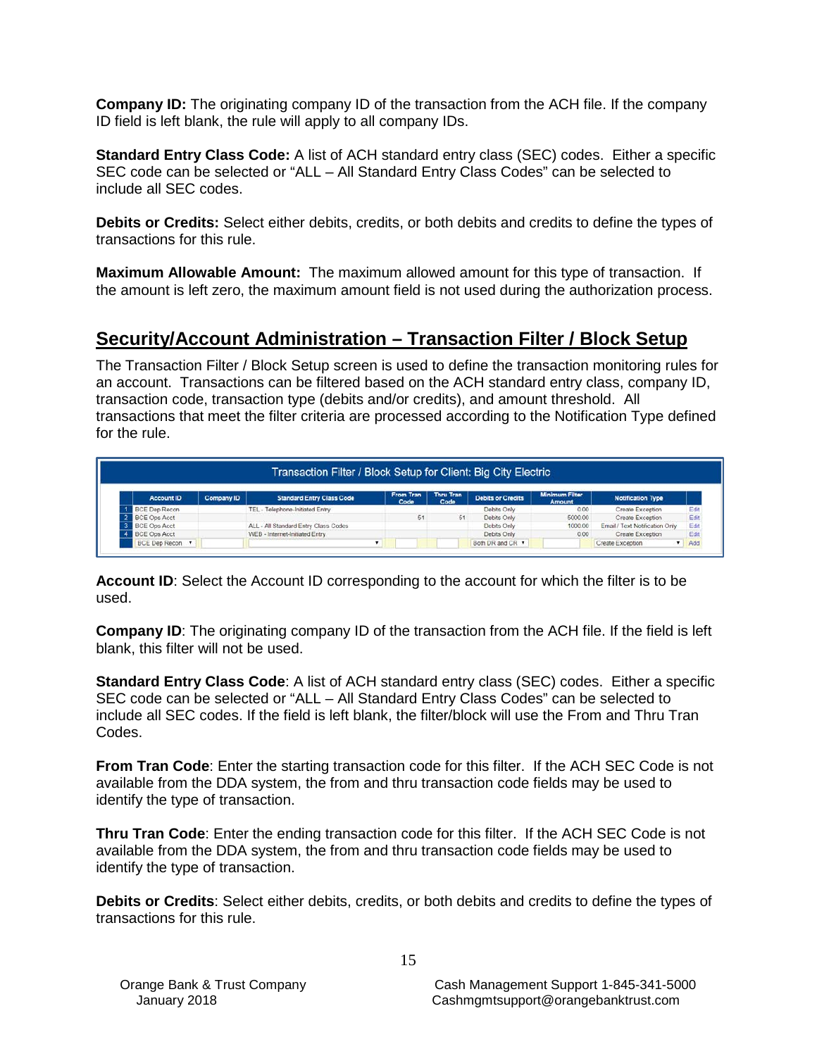**Company ID:** The originating company ID of the transaction from the ACH file. If the company ID field is left blank, the rule will apply to all company IDs.

**Standard Entry Class Code:** A list of ACH standard entry class (SEC) codes. Either a specific SEC code can be selected or "ALL – All Standard Entry Class Codes" can be selected to include all SEC codes.

**Debits or Credits:** Select either debits, credits, or both debits and credits to define the types of transactions for this rule.

**Maximum Allowable Amount:** The maximum allowed amount for this type of transaction. If the amount is left zero, the maximum amount field is not used during the authorization process.

## Security/Account Administration – Transaction Filter / Block Setup

The Transaction Filter / Block Setup screen is used to define the transaction monitoring rules for an account. Transactions can be filtered based on the ACH standard entry class, company ID, transaction code, transaction type (debits and/or credits), and amount threshold. All transactions that meet the filter criteria are processed according to the Notification Type defined for the rule.

**Transaction Filter / Block Setup for Client: Big City Electric**

| | Account ID | Company ID | Standard Entry Class Code | From Tran Code | Thru Tran Code | Debits or Credits | Minimum Filter Amount | Notification Type | |
|---|---|---|---|---|---|---|---|---|---|
| 1 | BCE Dep Recon | | TEL - Telephone-Initiated Entry | | | Debits Only | 0.00 | Create Exception | Edit |
| 2 | BCE Ops Acct | | | 51 | 51 | Debits Only | 5000.00 | Create Exception | Edit |
| 3 | BCE Ops Acct | | ALL - All Standard Entry Class Codes | | | Debits Only | 1000.00 | Email / Text Notification Only | Edit |
| 4 | BCE Ops Acct | | WEB - Internet-Initiated Entry | | | Debits Only | 0.00 | Create Exception | Edit |
| | BCE Dep Recon | | | | | Both DR and CR | | Create Exception | Add |

**Account ID**: Select the Account ID corresponding to the account for which the filter is to be used.

**Company ID**: The originating company ID of the transaction from the ACH file. If the field is left blank, this filter will not be used.

**Standard Entry Class Code**: A list of ACH standard entry class (SEC) codes. Either a specific SEC code can be selected or "ALL – All Standard Entry Class Codes" can be selected to include all SEC codes. If the field is left blank, the filter/block will use the From and Thru Tran Codes.

**From Tran Code**: Enter the starting transaction code for this filter. If the ACH SEC Code is not available from the DDA system, the from and thru transaction code fields may be used to identify the type of transaction.

**Thru Tran Code**: Enter the ending transaction code for this filter. If the ACH SEC Code is not available from the DDA system, the from and thru transaction code fields may be used to identify the type of transaction.

**Debits or Credits**: Select either debits, credits, or both debits and credits to define the types of transactions for this rule.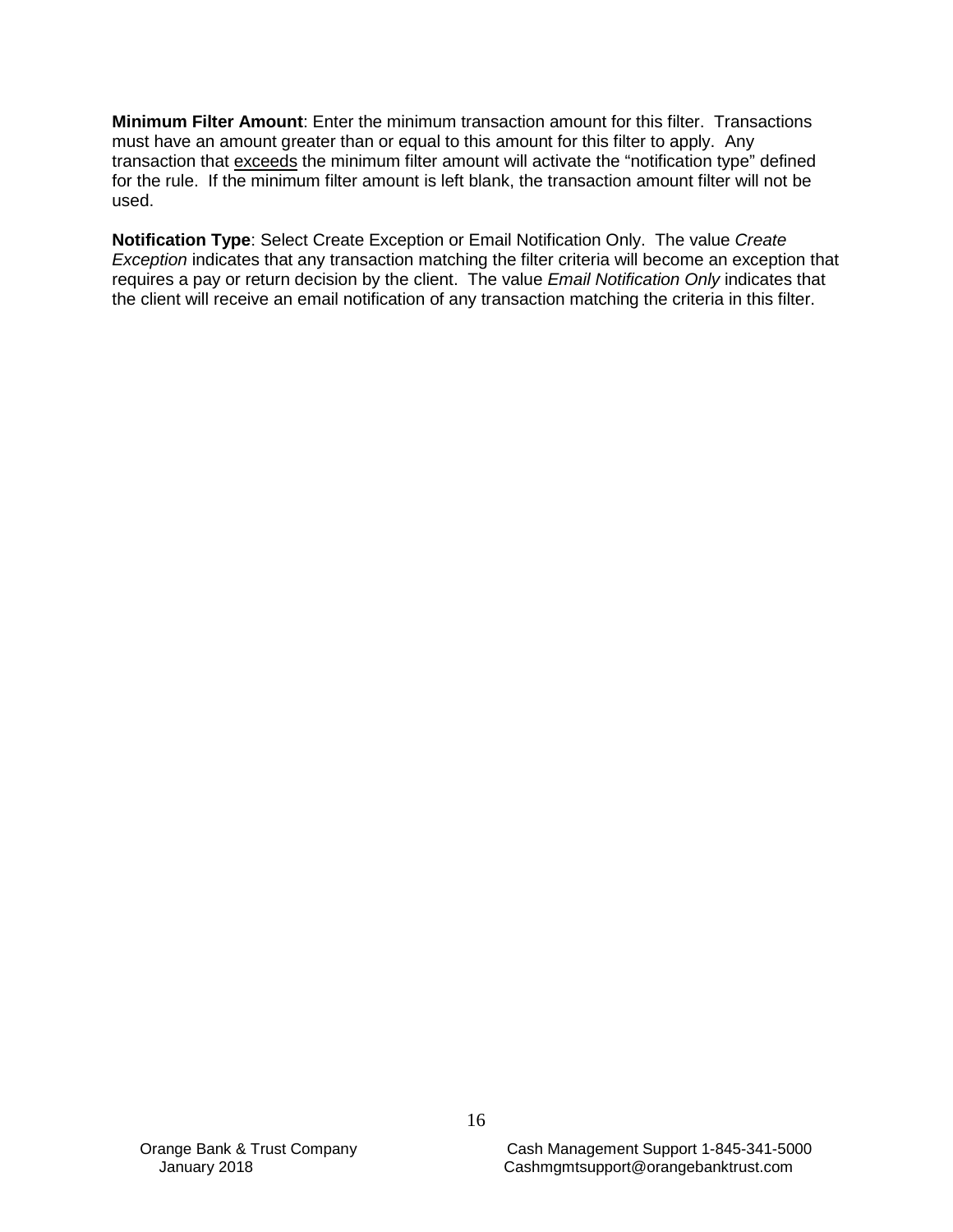**Minimum Filter Amount**: Enter the minimum transaction amount for this filter. Transactions must have an amount greater than or equal to this amount for this filter to apply. Any transaction that <u>exceeds</u> the minimum filter amount will activate the "notification type" defined for the rule. If the minimum filter amount is left blank, the transaction amount filter will not be used.

**Notification Type**: Select Create Exception or Email Notification Only. The value *Create Exception* indicates that any transaction matching the filter criteria will become an exception that requires a pay or return decision by the client. The value *Email Notification Only* indicates that the client will receive an email notification of any transaction matching the criteria in this filter.